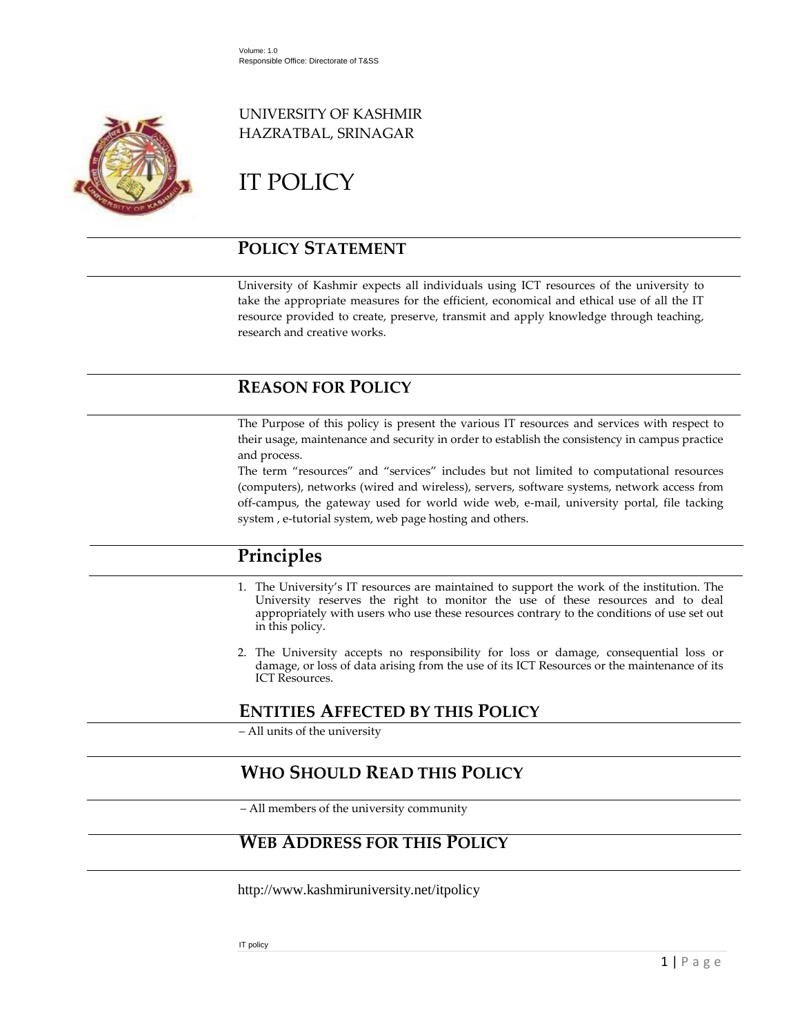Volume: 1.0
Responsible Office: Directorate of T&SS

UNIVERSITY OF KASHMIR
HAZRATBAL, SRINAGAR

# IT POLICY

## POLICY STATEMENT

University of Kashmir expects all individuals using ICT resources of the university to take the appropriate measures for the efficient, economical and ethical use of all the IT resource provided to create, preserve, transmit and apply knowledge through teaching, research and creative works.

## REASON FOR POLICY

The Purpose of this policy is present the various IT resources and services with respect to their usage, maintenance and security in order to establish the consistency in campus practice and process.

The term "resources" and "services" includes but not limited to computational resources (computers), networks (wired and wireless), servers, software systems, network access from off-campus, the gateway used for world wide web, e-mail, university portal, file tacking system , e-tutorial system, web page hosting and others.

## Principles

1. The University's IT resources are maintained to support the work of the institution. The University reserves the right to monitor the use of these resources and to deal appropriately with users who use these resources contrary to the conditions of use set out in this policy.

2. The University accepts no responsibility for loss or damage, consequential loss or damage, or loss of data arising from the use of its ICT Resources or the maintenance of its ICT Resources.

## ENTITIES AFFECTED BY THIS POLICY

– All units of the university

## WHO SHOULD READ THIS POLICY

– All members of the university community

## WEB ADDRESS FOR THIS POLICY

http://www.kashmiruniversity.net/itpolicy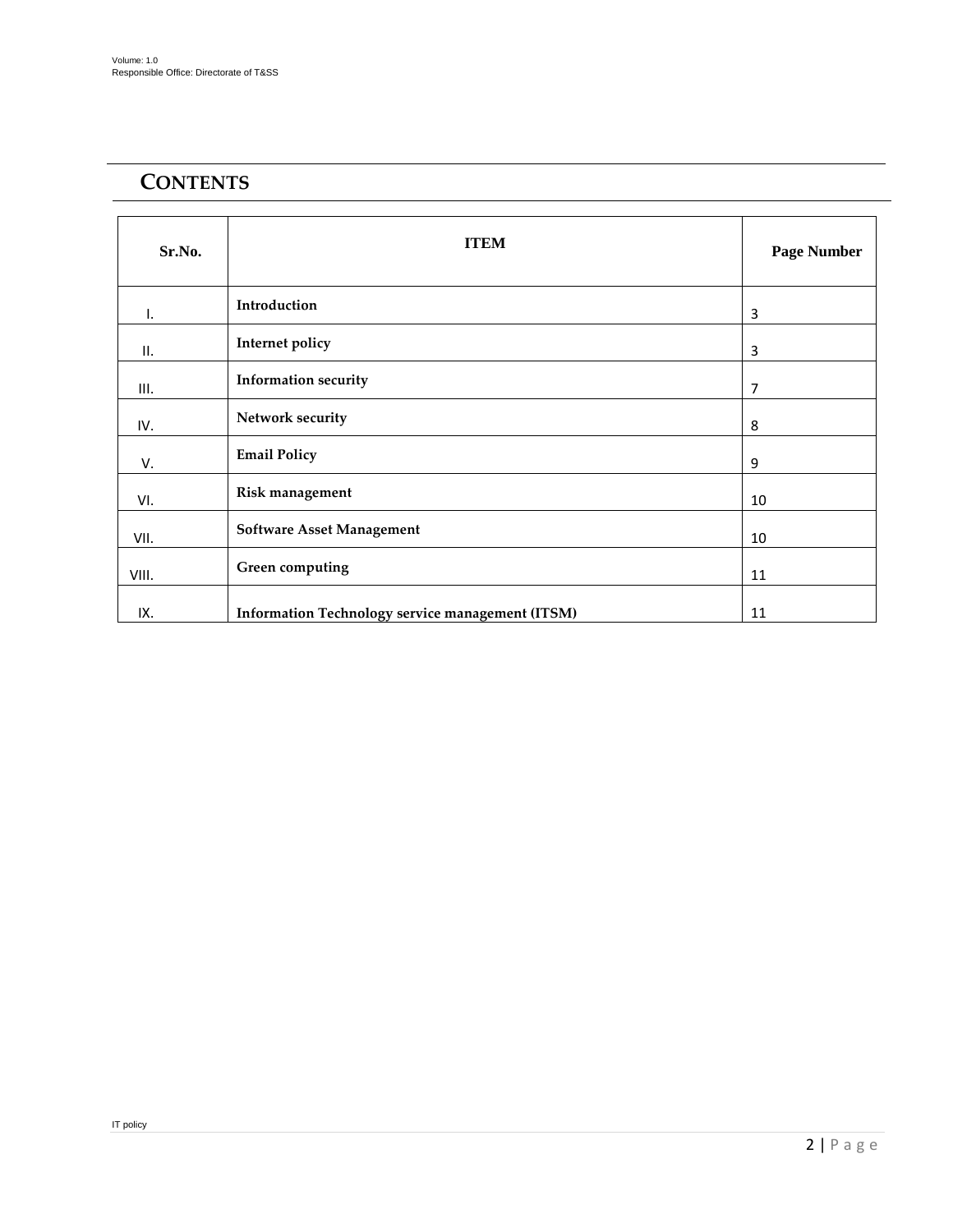## CONTENTS

| Sr.No. | ITEM | Page Number |
|---|---|---|
| I. | **Introduction** | 3 |
| II. | **Internet policy** | 3 |
| III. | **Information security** | 7 |
| IV. | **Network security** | 8 |
| V. | **Email Policy** | 9 |
| VI. | **Risk management** | 10 |
| VII. | **Software Asset Management** | 10 |
| VIII. | **Green computing** | 11 |
| IX. | **Information Technology service management (ITSM)** | 11 |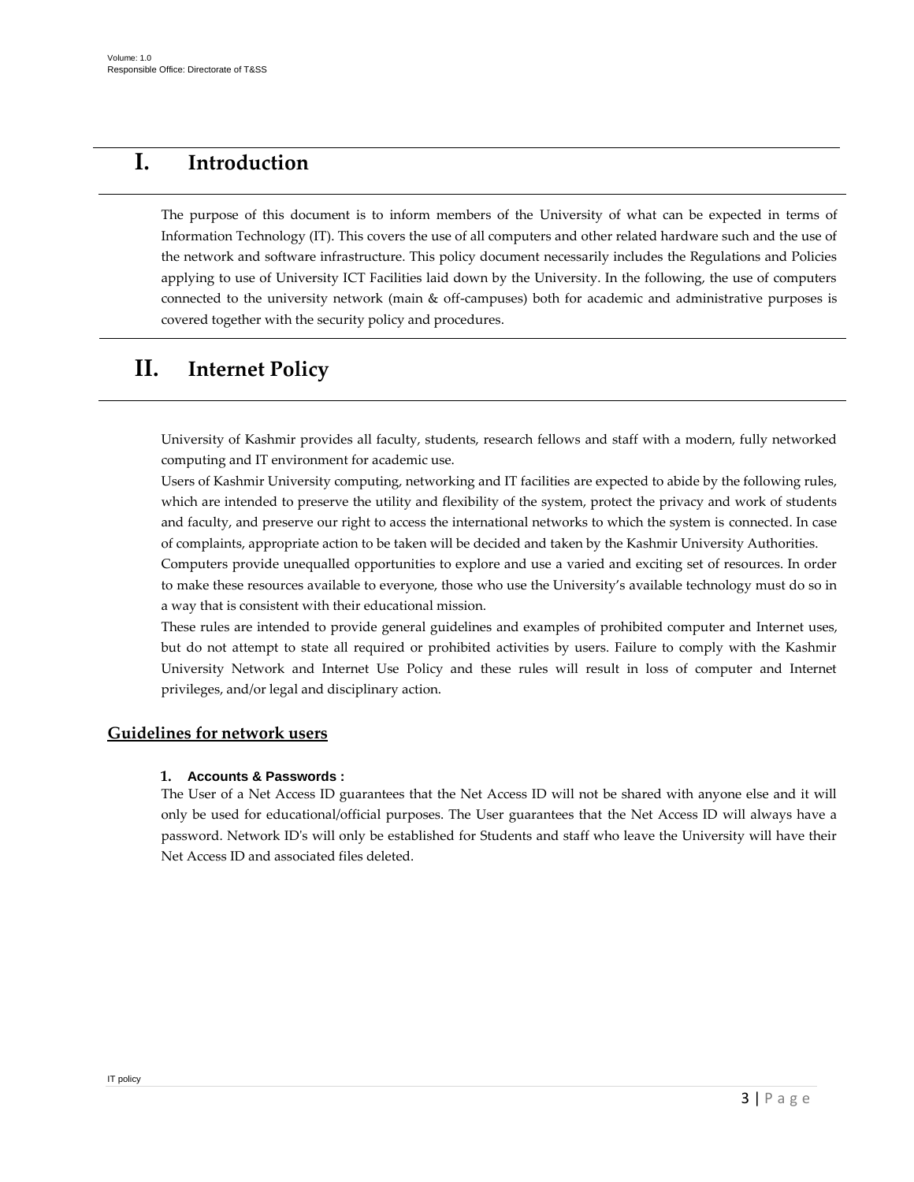# I. Introduction

The purpose of this document is to inform members of the University of what can be expected in terms of Information Technology (IT). This covers the use of all computers and other related hardware such and the use of the network and software infrastructure. This policy document necessarily includes the Regulations and Policies applying to use of University ICT Facilities laid down by the University. In the following, the use of computers connected to the university network (main & off-campuses) both for academic and administrative purposes is covered together with the security policy and procedures.

# II. Internet Policy

University of Kashmir provides all faculty, students, research fellows and staff with a modern, fully networked computing and IT environment for academic use.

Users of Kashmir University computing, networking and IT facilities are expected to abide by the following rules, which are intended to preserve the utility and flexibility of the system, protect the privacy and work of students and faculty, and preserve our right to access the international networks to which the system is connected. In case of complaints, appropriate action to be taken will be decided and taken by the Kashmir University Authorities.

Computers provide unequalled opportunities to explore and use a varied and exciting set of resources. In order to make these resources available to everyone, those who use the University's available technology must do so in a way that is consistent with their educational mission.

These rules are intended to provide general guidelines and examples of prohibited computer and Internet uses, but do not attempt to state all required or prohibited activities by users. Failure to comply with the Kashmir University Network and Internet Use Policy and these rules will result in loss of computer and Internet privileges, and/or legal and disciplinary action.

## Guidelines for network users

### 1. Accounts & Passwords :

The User of a Net Access ID guarantees that the Net Access ID will not be shared with anyone else and it will only be used for educational/official purposes. The User guarantees that the Net Access ID will always have a password. Network ID's will only be established for Students and staff who leave the University will have their Net Access ID and associated files deleted.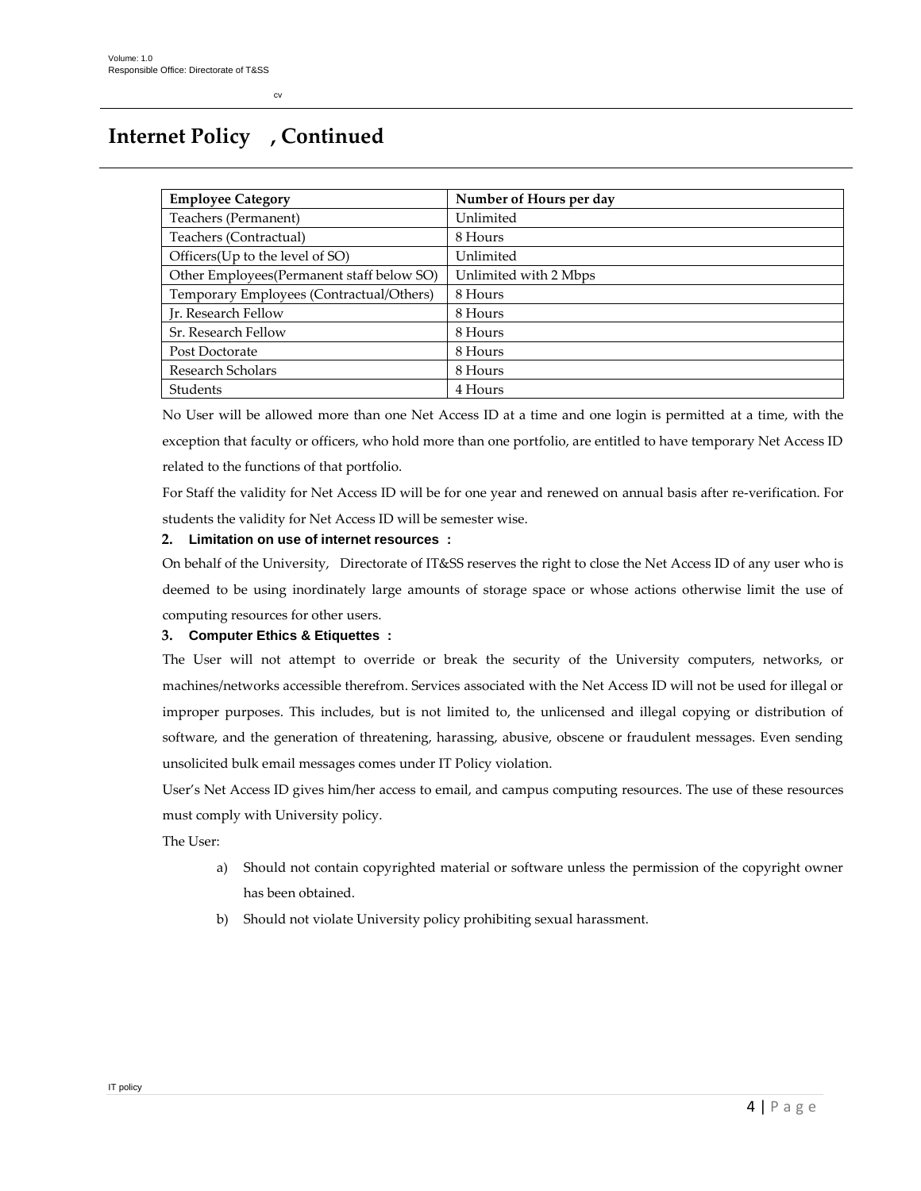# Internet Policy , Continued

| Employee Category | Number of Hours per day |
| --- | --- |
| Teachers (Permanent) | Unlimited |
| Teachers (Contractual) | 8 Hours |
| Officers(Up to the level of SO) | Unlimited |
| Other Employees(Permanent staff below SO) | Unlimited with 2 Mbps |
| Temporary Employees (Contractual/Others) | 8 Hours |
| Jr. Research Fellow | 8 Hours |
| Sr. Research Fellow | 8 Hours |
| Post Doctorate | 8 Hours |
| Research Scholars | 8 Hours |
| Students | 4 Hours |

No User will be allowed more than one Net Access ID at a time and one login is permitted at a time, with the exception that faculty or officers, who hold more than one portfolio, are entitled to have temporary Net Access ID related to the functions of that portfolio.

For Staff the validity for Net Access ID will be for one year and renewed on annual basis after re-verification. For students the validity for Net Access ID will be semester wise.

**2. Limitation on use of internet resources :**

On behalf of the University, Directorate of IT&SS reserves the right to close the Net Access ID of any user who is deemed to be using inordinately large amounts of storage space or whose actions otherwise limit the use of computing resources for other users.

**3. Computer Ethics & Etiquettes :**

The User will not attempt to override or break the security of the University computers, networks, or machines/networks accessible therefrom. Services associated with the Net Access ID will not be used for illegal or improper purposes. This includes, but is not limited to, the unlicensed and illegal copying or distribution of software, and the generation of threatening, harassing, abusive, obscene or fraudulent messages. Even sending unsolicited bulk email messages comes under IT Policy violation.

User's Net Access ID gives him/her access to email, and campus computing resources. The use of these resources must comply with University policy.

The User:

a) Should not contain copyrighted material or software unless the permission of the copyright owner has been obtained.

b) Should not violate University policy prohibiting sexual harassment.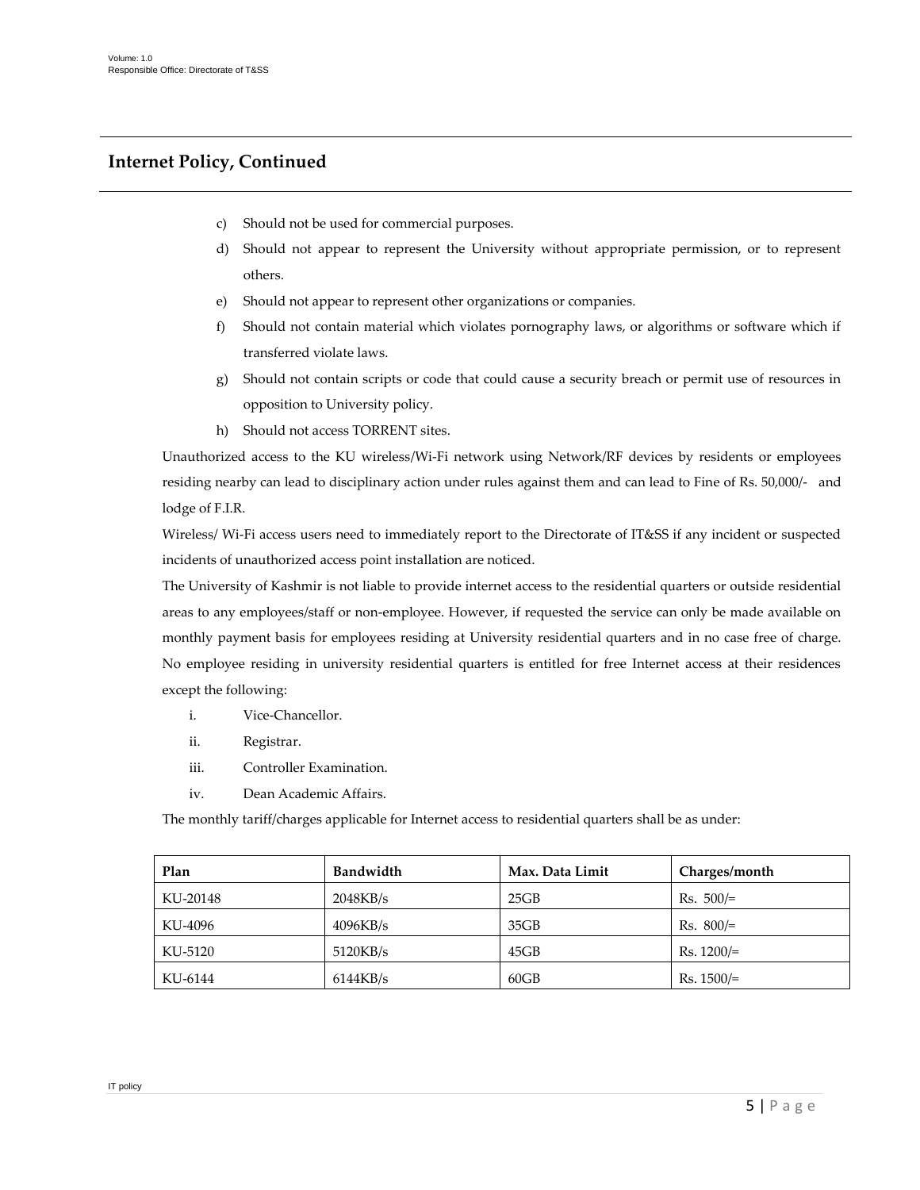## Internet Policy, Continued

c) Should not be used for commercial purposes.

d) Should not appear to represent the University without appropriate permission, or to represent others.

e) Should not appear to represent other organizations or companies.

f) Should not contain material which violates pornography laws, or algorithms or software which if transferred violate laws.

g) Should not contain scripts or code that could cause a security breach or permit use of resources in opposition to University policy.

h) Should not access TORRENT sites.

Unauthorized access to the KU wireless/Wi-Fi network using Network/RF devices by residents or employees residing nearby can lead to disciplinary action under rules against them and can lead to Fine of Rs. 50,000/- and lodge of F.I.R.

Wireless/ Wi-Fi access users need to immediately report to the Directorate of IT&SS if any incident or suspected incidents of unauthorized access point installation are noticed.

The University of Kashmir is not liable to provide internet access to the residential quarters or outside residential areas to any employees/staff or non-employee. However, if requested the service can only be made available on monthly payment basis for employees residing at University residential quarters and in no case free of charge. No employee residing in university residential quarters is entitled for free Internet access at their residences except the following:

i. Vice-Chancellor.

ii. Registrar.

iii. Controller Examination.

iv. Dean Academic Affairs.

The monthly tariff/charges applicable for Internet access to residential quarters shall be as under:

| Plan | Bandwidth | Max. Data Limit | Charges/month |
| --- | --- | --- | --- |
| KU-20148 | 2048KB/s | 25GB | Rs. 500/= |
| KU-4096 | 4096KB/s | 35GB | Rs. 800/= |
| KU-5120 | 5120KB/s | 45GB | Rs. 1200/= |
| KU-6144 | 6144KB/s | 60GB | Rs. 1500/= |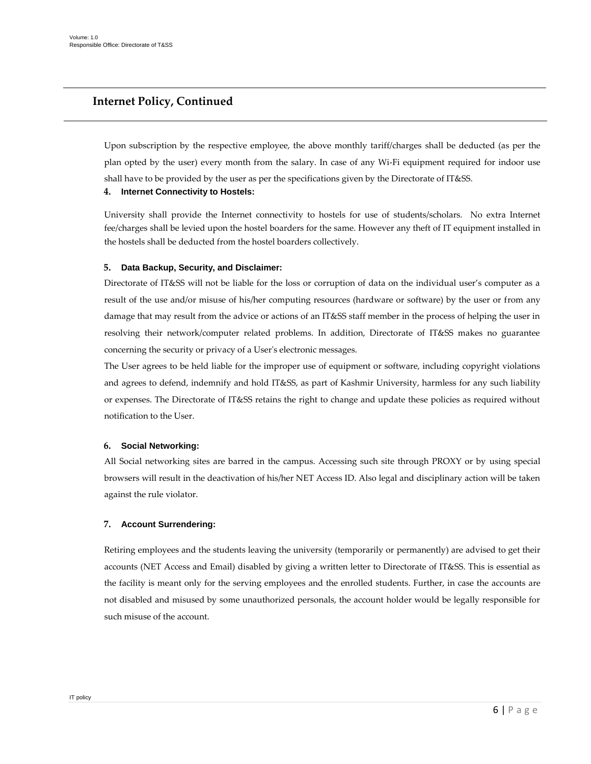## Internet Policy, Continued

Upon subscription by the respective employee, the above monthly tariff/charges shall be deducted (as per the plan opted by the user) every month from the salary. In case of any Wi-Fi equipment required for indoor use shall have to be provided by the user as per the specifications given by the Directorate of IT&SS.

### 4. Internet Connectivity to Hostels:

University shall provide the Internet connectivity to hostels for use of students/scholars. No extra Internet fee/charges shall be levied upon the hostel boarders for the same. However any theft of IT equipment installed in the hostels shall be deducted from the hostel boarders collectively.

### 5. Data Backup, Security, and Disclaimer:

Directorate of IT&SS will not be liable for the loss or corruption of data on the individual user's computer as a result of the use and/or misuse of his/her computing resources (hardware or software) by the user or from any damage that may result from the advice or actions of an IT&SS staff member in the process of helping the user in resolving their network/computer related problems. In addition, Directorate of IT&SS makes no guarantee concerning the security or privacy of a User's electronic messages.

The User agrees to be held liable for the improper use of equipment or software, including copyright violations and agrees to defend, indemnify and hold IT&SS, as part of Kashmir University, harmless for any such liability or expenses. The Directorate of IT&SS retains the right to change and update these policies as required without notification to the User.

### 6. Social Networking:

All Social networking sites are barred in the campus. Accessing such site through PROXY or by using special browsers will result in the deactivation of his/her NET Access ID. Also legal and disciplinary action will be taken against the rule violator.

### 7. Account Surrendering:

Retiring employees and the students leaving the university (temporarily or permanently) are advised to get their accounts (NET Access and Email) disabled by giving a written letter to Directorate of IT&SS. This is essential as the facility is meant only for the serving employees and the enrolled students. Further, in case the accounts are not disabled and misused by some unauthorized personals, the account holder would be legally responsible for such misuse of the account.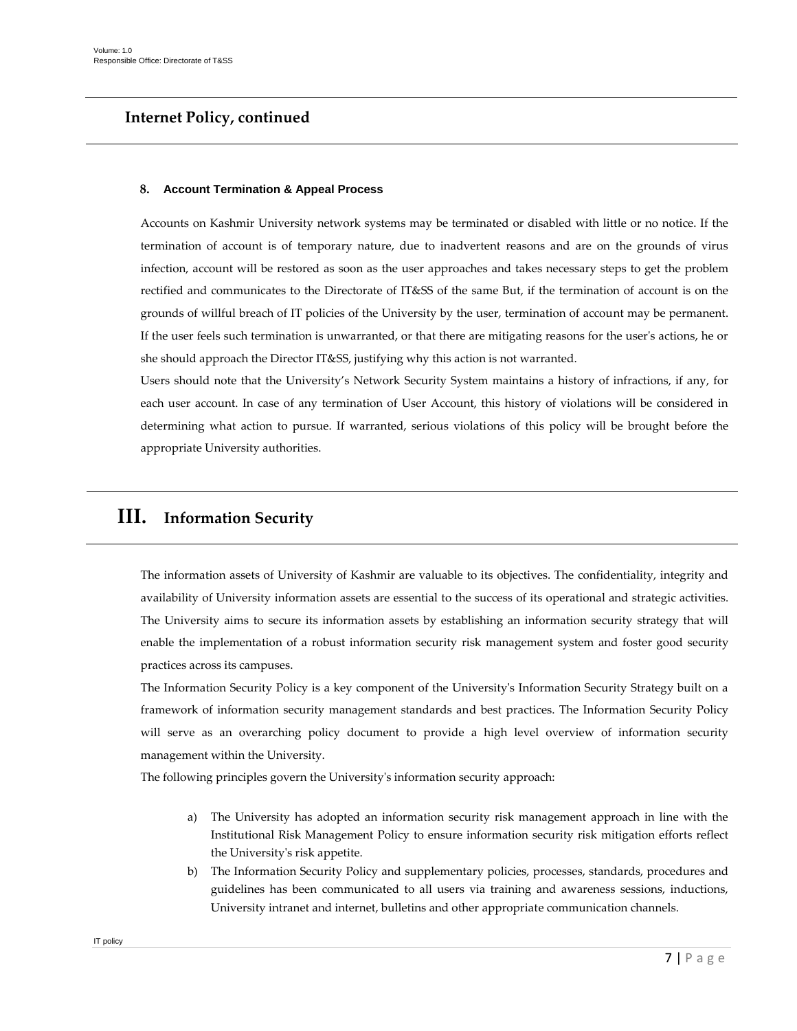## Internet Policy, continued

### 8. Account Termination & Appeal Process

Accounts on Kashmir University network systems may be terminated or disabled with little or no notice. If the termination of account is of temporary nature, due to inadvertent reasons and are on the grounds of virus infection, account will be restored as soon as the user approaches and takes necessary steps to get the problem rectified and communicates to the Directorate of IT&SS of the same But, if the termination of account is on the grounds of willful breach of IT policies of the University by the user, termination of account may be permanent. If the user feels such termination is unwarranted, or that there are mitigating reasons for the user's actions, he or she should approach the Director IT&SS, justifying why this action is not warranted.

Users should note that the University's Network Security System maintains a history of infractions, if any, for each user account. In case of any termination of User Account, this history of violations will be considered in determining what action to pursue. If warranted, serious violations of this policy will be brought before the appropriate University authorities.

# III. Information Security

The information assets of University of Kashmir are valuable to its objectives. The confidentiality, integrity and availability of University information assets are essential to the success of its operational and strategic activities. The University aims to secure its information assets by establishing an information security strategy that will enable the implementation of a robust information security risk management system and foster good security practices across its campuses.

The Information Security Policy is a key component of the University's Information Security Strategy built on a framework of information security management standards and best practices. The Information Security Policy will serve as an overarching policy document to provide a high level overview of information security management within the University.

The following principles govern the University's information security approach:

a) The University has adopted an information security risk management approach in line with the Institutional Risk Management Policy to ensure information security risk mitigation efforts reflect the University's risk appetite.

b) The Information Security Policy and supplementary policies, processes, standards, procedures and guidelines has been communicated to all users via training and awareness sessions, inductions, University intranet and internet, bulletins and other appropriate communication channels.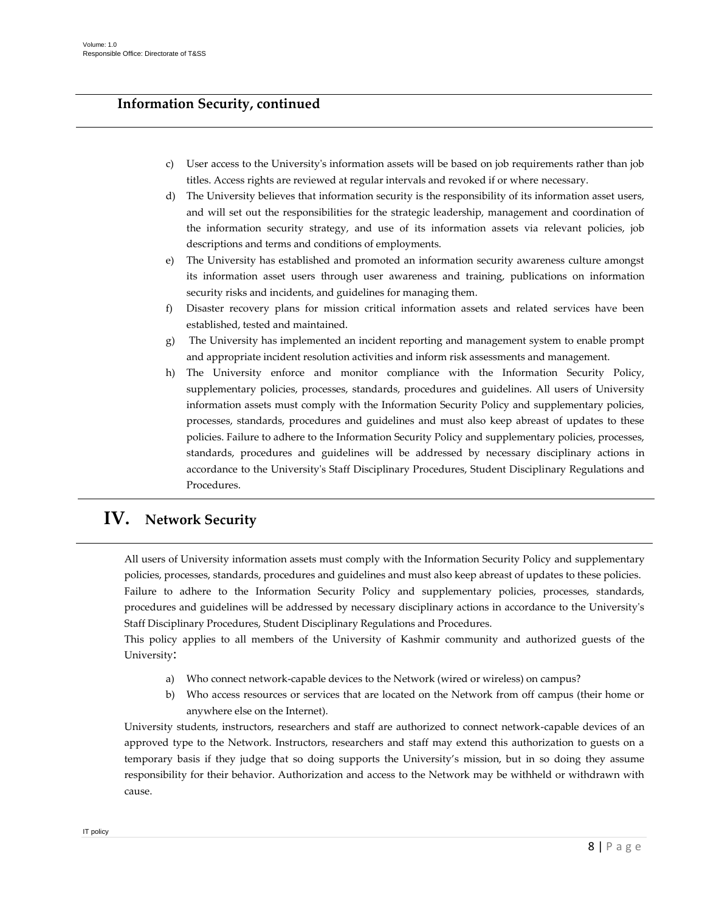## Information Security, continued

c) User access to the University's information assets will be based on job requirements rather than job titles. Access rights are reviewed at regular intervals and revoked if or where necessary.

d) The University believes that information security is the responsibility of its information asset users, and will set out the responsibilities for the strategic leadership, management and coordination of the information security strategy, and use of its information assets via relevant policies, job descriptions and terms and conditions of employments.

e) The University has established and promoted an information security awareness culture amongst its information asset users through user awareness and training, publications on information security risks and incidents, and guidelines for managing them.

f) Disaster recovery plans for mission critical information assets and related services have been established, tested and maintained.

g) The University has implemented an incident reporting and management system to enable prompt and appropriate incident resolution activities and inform risk assessments and management.

h) The University enforce and monitor compliance with the Information Security Policy, supplementary policies, processes, standards, procedures and guidelines. All users of University information assets must comply with the Information Security Policy and supplementary policies, processes, standards, procedures and guidelines and must also keep abreast of updates to these policies. Failure to adhere to the Information Security Policy and supplementary policies, processes, standards, procedures and guidelines will be addressed by necessary disciplinary actions in accordance to the University's Staff Disciplinary Procedures, Student Disciplinary Regulations and Procedures.

# IV. Network Security

All users of University information assets must comply with the Information Security Policy and supplementary policies, processes, standards, procedures and guidelines and must also keep abreast of updates to these policies. Failure to adhere to the Information Security Policy and supplementary policies, processes, standards, procedures and guidelines will be addressed by necessary disciplinary actions in accordance to the University's Staff Disciplinary Procedures, Student Disciplinary Regulations and Procedures.

This policy applies to all members of the University of Kashmir community and authorized guests of the University:

a) Who connect network-capable devices to the Network (wired or wireless) on campus?

b) Who access resources or services that are located on the Network from off campus (their home or anywhere else on the Internet).

University students, instructors, researchers and staff are authorized to connect network-capable devices of an approved type to the Network. Instructors, researchers and staff may extend this authorization to guests on a temporary basis if they judge that so doing supports the University's mission, but in so doing they assume responsibility for their behavior. Authorization and access to the Network may be withheld or withdrawn with cause.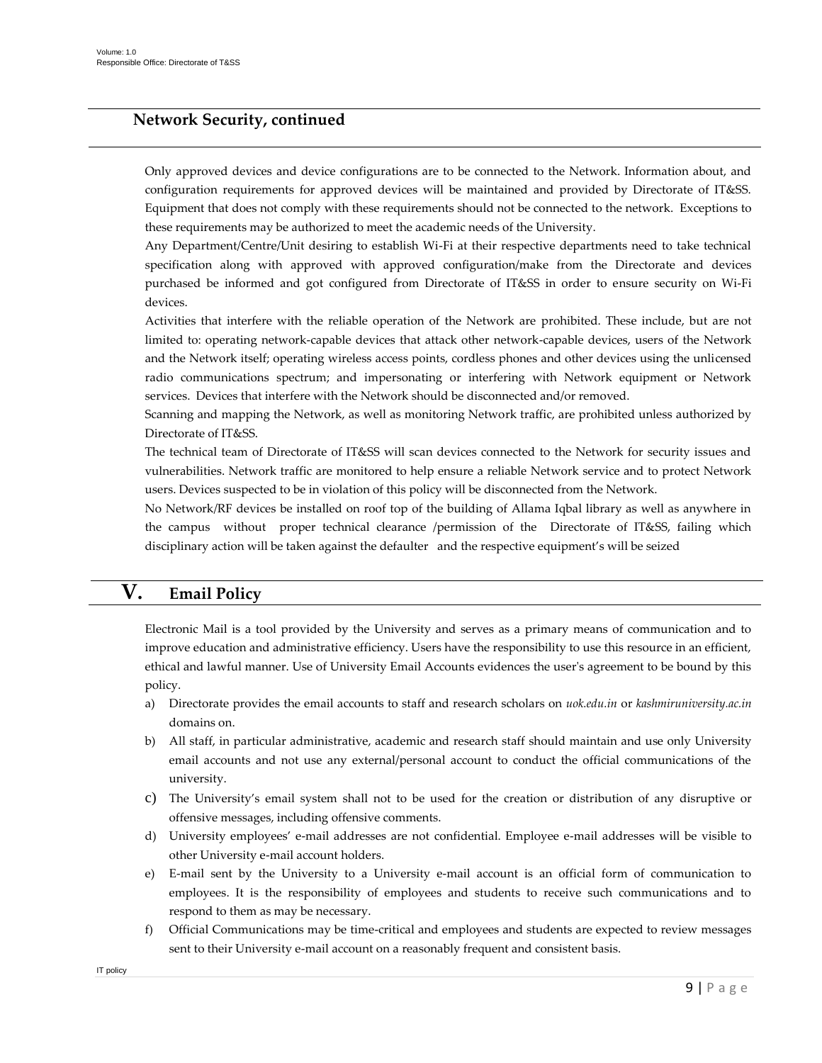## Network Security, continued

Only approved devices and device configurations are to be connected to the Network. Information about, and configuration requirements for approved devices will be maintained and provided by Directorate of IT&SS. Equipment that does not comply with these requirements should not be connected to the network. Exceptions to these requirements may be authorized to meet the academic needs of the University.

Any Department/Centre/Unit desiring to establish Wi-Fi at their respective departments need to take technical specification along with approved with approved configuration/make from the Directorate and devices purchased be informed and got configured from Directorate of IT&SS in order to ensure security on Wi-Fi devices.

Activities that interfere with the reliable operation of the Network are prohibited. These include, but are not limited to: operating network-capable devices that attack other network-capable devices, users of the Network and the Network itself; operating wireless access points, cordless phones and other devices using the unlicensed radio communications spectrum; and impersonating or interfering with Network equipment or Network services. Devices that interfere with the Network should be disconnected and/or removed.

Scanning and mapping the Network, as well as monitoring Network traffic, are prohibited unless authorized by Directorate of IT&SS.

The technical team of Directorate of IT&SS will scan devices connected to the Network for security issues and vulnerabilities. Network traffic are monitored to help ensure a reliable Network service and to protect Network users. Devices suspected to be in violation of this policy will be disconnected from the Network.

No Network/RF devices be installed on roof top of the building of Allama Iqbal library as well as anywhere in the campus without proper technical clearance /permission of the Directorate of IT&SS, failing which disciplinary action will be taken against the defaulter and the respective equipment's will be seized

# V. Email Policy

Electronic Mail is a tool provided by the University and serves as a primary means of communication and to improve education and administrative efficiency. Users have the responsibility to use this resource in an efficient, ethical and lawful manner. Use of University Email Accounts evidences the user's agreement to be bound by this policy.

a) Directorate provides the email accounts to staff and research scholars on *uok.edu.in* or *kashmiruniversity.ac.in* domains on.
b) All staff, in particular administrative, academic and research staff should maintain and use only University email accounts and not use any external/personal account to conduct the official communications of the university.
c) The University's email system shall not to be used for the creation or distribution of any disruptive or offensive messages, including offensive comments.
d) University employees' e-mail addresses are not confidential. Employee e-mail addresses will be visible to other University e-mail account holders.
e) E-mail sent by the University to a University e-mail account is an official form of communication to employees. It is the responsibility of employees and students to receive such communications and to respond to them as may be necessary.
f) Official Communications may be time-critical and employees and students are expected to review messages sent to their University e-mail account on a reasonably frequent and consistent basis.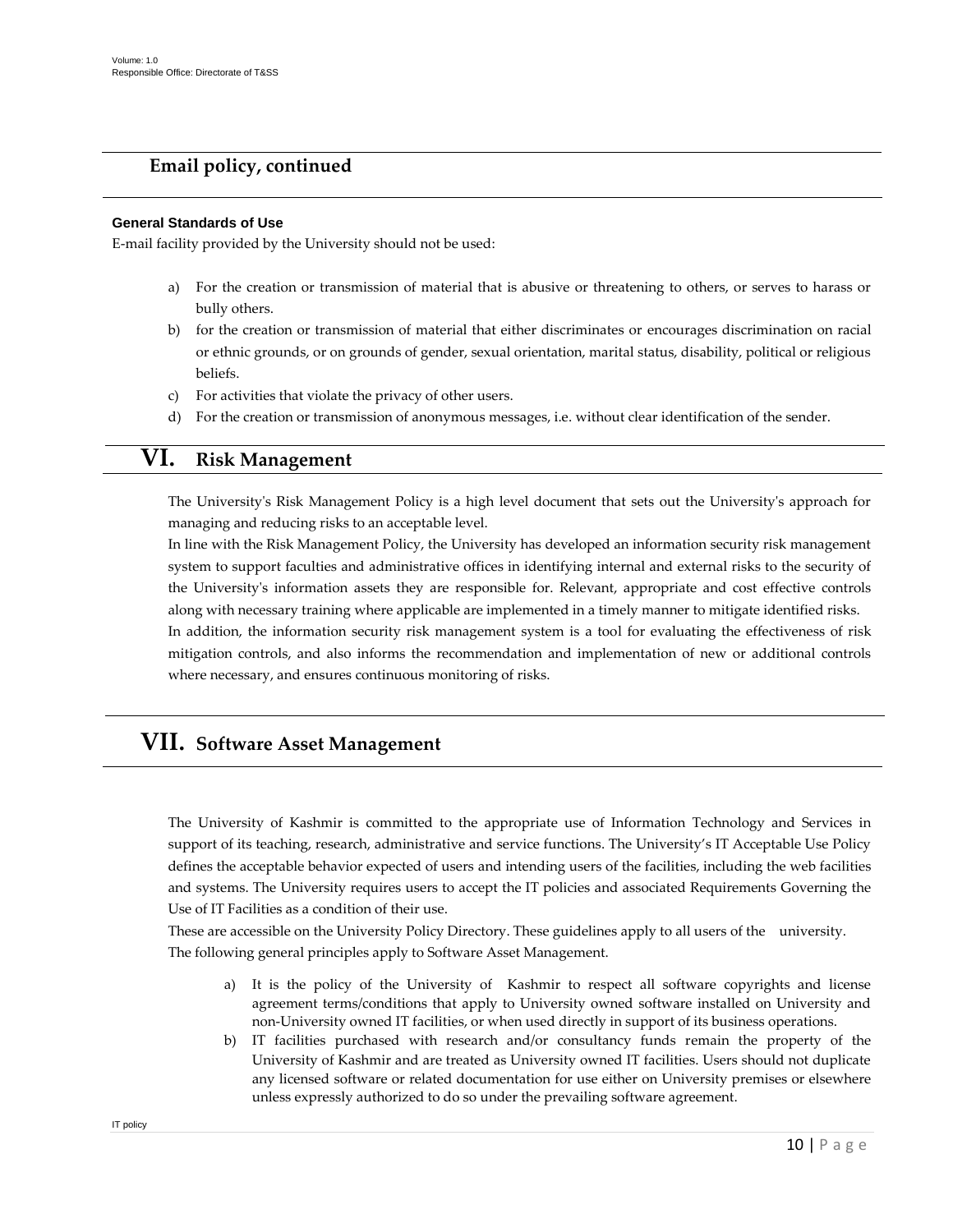## Email policy, continued

**General Standards of Use**

E-mail facility provided by the University should not be used:

a) For the creation or transmission of material that is abusive or threatening to others, or serves to harass or bully others.
b) for the creation or transmission of material that either discriminates or encourages discrimination on racial or ethnic grounds, or on grounds of gender, sexual orientation, marital status, disability, political or religious beliefs.
c) For activities that violate the privacy of other users.
d) For the creation or transmission of anonymous messages, i.e. without clear identification of the sender.

# VI. Risk Management

The University's Risk Management Policy is a high level document that sets out the University's approach for managing and reducing risks to an acceptable level.

In line with the Risk Management Policy, the University has developed an information security risk management system to support faculties and administrative offices in identifying internal and external risks to the security of the University's information assets they are responsible for. Relevant, appropriate and cost effective controls along with necessary training where applicable are implemented in a timely manner to mitigate identified risks.

In addition, the information security risk management system is a tool for evaluating the effectiveness of risk mitigation controls, and also informs the recommendation and implementation of new or additional controls where necessary, and ensures continuous monitoring of risks.

# VII. Software Asset Management

The University of Kashmir is committed to the appropriate use of Information Technology and Services in support of its teaching, research, administrative and service functions. The University's IT Acceptable Use Policy defines the acceptable behavior expected of users and intending users of the facilities, including the web facilities and systems. The University requires users to accept the IT policies and associated Requirements Governing the Use of IT Facilities as a condition of their use.

These are accessible on the University Policy Directory. These guidelines apply to all users of the university.

The following general principles apply to Software Asset Management.

a) It is the policy of the University of Kashmir to respect all software copyrights and license agreement terms/conditions that apply to University owned software installed on University and non-University owned IT facilities, or when used directly in support of its business operations.
b) IT facilities purchased with research and/or consultancy funds remain the property of the University of Kashmir and are treated as University owned IT facilities. Users should not duplicate any licensed software or related documentation for use either on University premises or elsewhere unless expressly authorized to do so under the prevailing software agreement.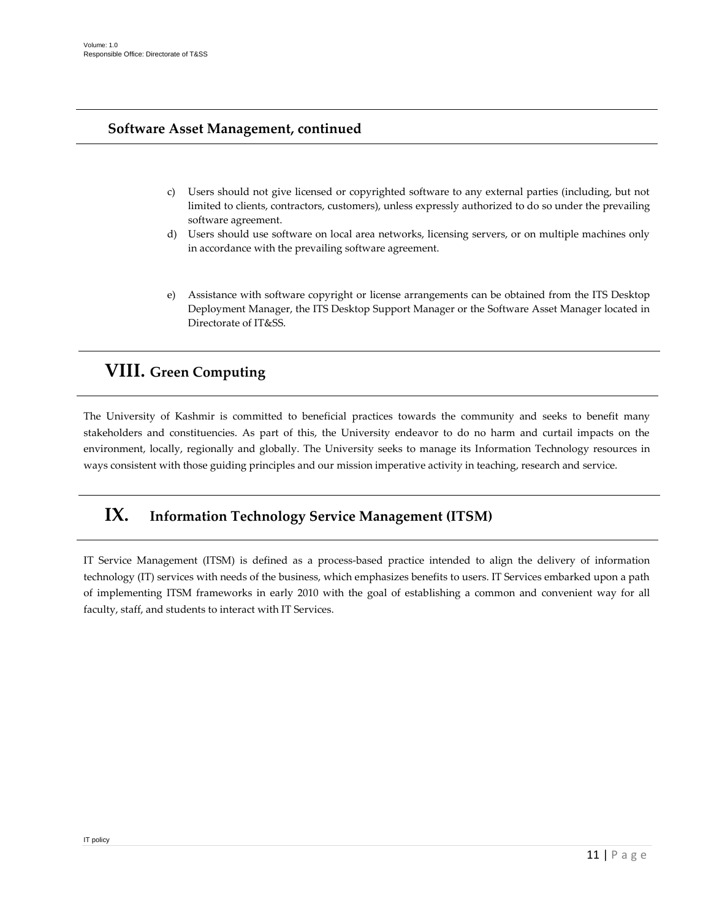## Software Asset Management, continued

c) Users should not give licensed or copyrighted software to any external parties (including, but not limited to clients, contractors, customers), unless expressly authorized to do so under the prevailing software agreement.

d) Users should use software on local area networks, licensing servers, or on multiple machines only in accordance with the prevailing software agreement.

e) Assistance with software copyright or license arrangements can be obtained from the ITS Desktop Deployment Manager, the ITS Desktop Support Manager or the Software Asset Manager located in Directorate of IT&SS.

# VIII. Green Computing

The University of Kashmir is committed to beneficial practices towards the community and seeks to benefit many stakeholders and constituencies. As part of this, the University endeavor to do no harm and curtail impacts on the environment, locally, regionally and globally. The University seeks to manage its Information Technology resources in ways consistent with those guiding principles and our mission imperative activity in teaching, research and service.

# IX. Information Technology Service Management (ITSM)

IT Service Management (ITSM) is defined as a process-based practice intended to align the delivery of information technology (IT) services with needs of the business, which emphasizes benefits to users. IT Services embarked upon a path of implementing ITSM frameworks in early 2010 with the goal of establishing a common and convenient way for all faculty, staff, and students to interact with IT Services.